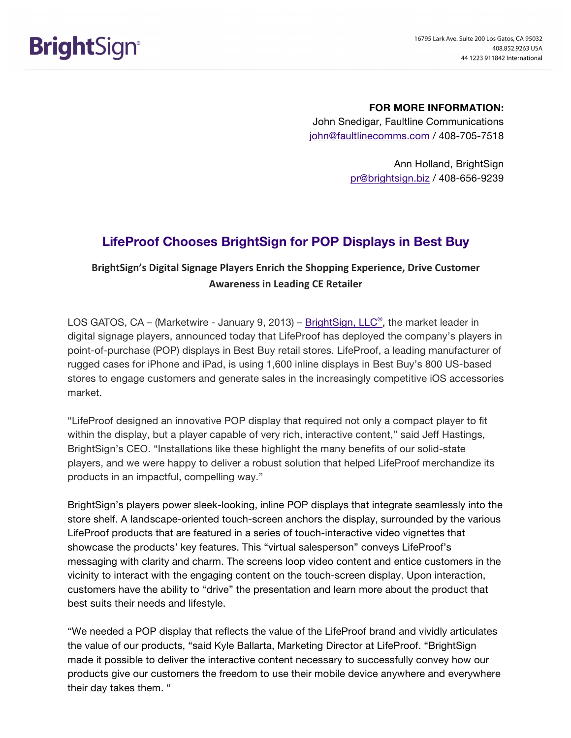BrightSign®

16795 Lark Ave. Suite 200 Los Gatos, CA 95032
408.852.9263 USA
44 1223 911842 International

**FOR MORE INFORMATION:**
John Snedigar, Faultline Communications
john@faultlinecomms.com / 408-705-7518

Ann Holland, BrightSign
pr@brightsign.biz / 408-656-9239

# LifeProof Chooses BrightSign for POP Displays in Best Buy

**BrightSign's Digital Signage Players Enrich the Shopping Experience, Drive Customer Awareness in Leading CE Retailer**

LOS GATOS, CA – (Marketwire - January 9, 2013) – BrightSign, LLC®, the market leader in digital signage players, announced today that LifeProof has deployed the company's players in point-of-purchase (POP) displays in Best Buy retail stores. LifeProof, a leading manufacturer of rugged cases for iPhone and iPad, is using 1,600 inline displays in Best Buy's 800 US-based stores to engage customers and generate sales in the increasingly competitive iOS accessories market.

"LifeProof designed an innovative POP display that required not only a compact player to fit within the display, but a player capable of very rich, interactive content," said Jeff Hastings, BrightSign's CEO. "Installations like these highlight the many benefits of our solid-state players, and we were happy to deliver a robust solution that helped LifeProof merchandize its products in an impactful, compelling way."

BrightSign's players power sleek-looking, inline POP displays that integrate seamlessly into the store shelf. A landscape-oriented touch-screen anchors the display, surrounded by the various LifeProof products that are featured in a series of touch-interactive video vignettes that showcase the products' key features. This "virtual salesperson" conveys LifeProof's messaging with clarity and charm. The screens loop video content and entice customers in the vicinity to interact with the engaging content on the touch-screen display. Upon interaction, customers have the ability to "drive" the presentation and learn more about the product that best suits their needs and lifestyle.

"We needed a POP display that reflects the value of the LifeProof brand and vividly articulates the value of our products, "said Kyle Ballarta, Marketing Director at LifeProof. "BrightSign made it possible to deliver the interactive content necessary to successfully convey how our products give our customers the freedom to use their mobile device anywhere and everywhere their day takes them. "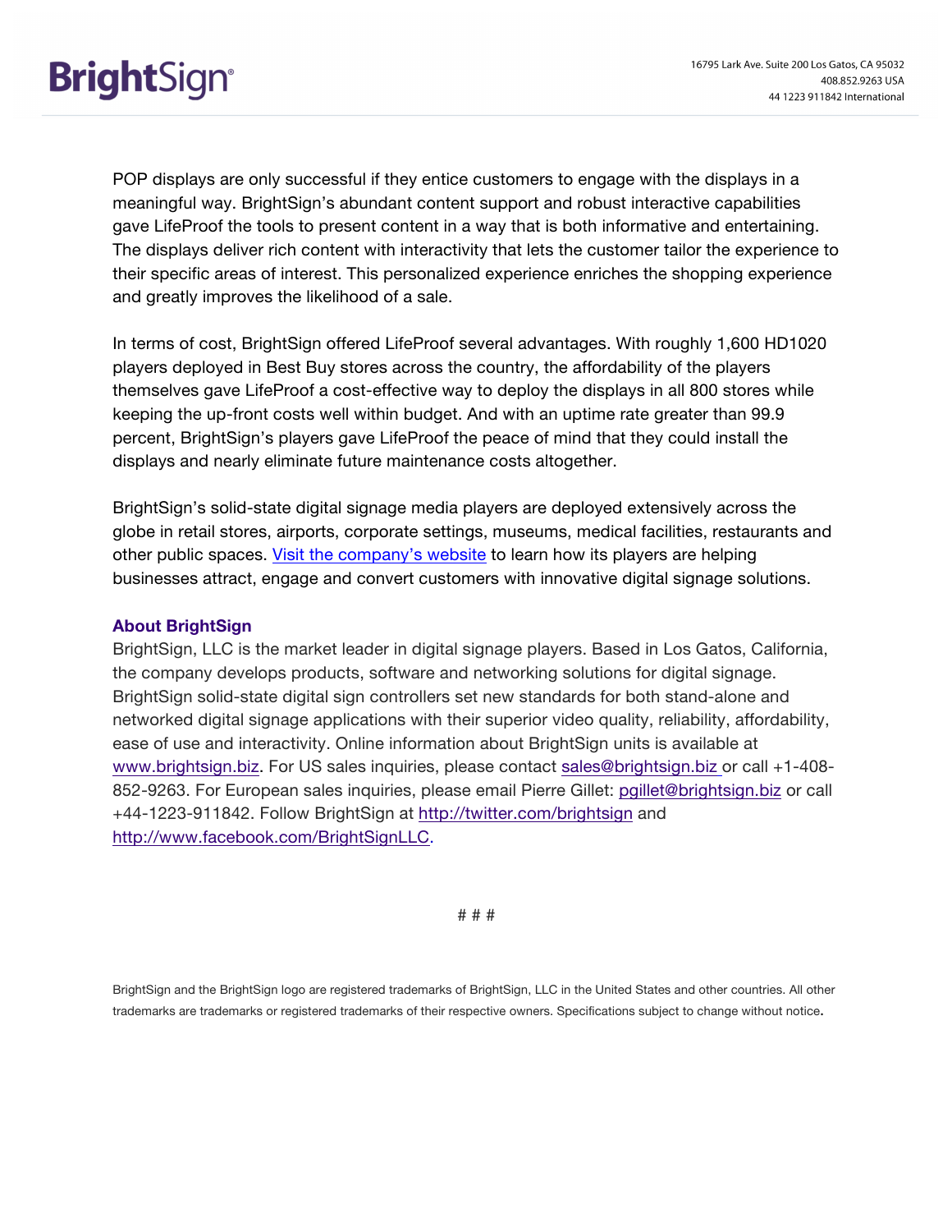POP displays are only successful if they entice customers to engage with the displays in a meaningful way. BrightSign's abundant content support and robust interactive capabilities gave LifeProof the tools to present content in a way that is both informative and entertaining. The displays deliver rich content with interactivity that lets the customer tailor the experience to their specific areas of interest. This personalized experience enriches the shopping experience and greatly improves the likelihood of a sale.

In terms of cost, BrightSign offered LifeProof several advantages. With roughly 1,600 HD1020 players deployed in Best Buy stores across the country, the affordability of the players themselves gave LifeProof a cost-effective way to deploy the displays in all 800 stores while keeping the up-front costs well within budget. And with an uptime rate greater than 99.9 percent, BrightSign's players gave LifeProof the peace of mind that they could install the displays and nearly eliminate future maintenance costs altogether.

BrightSign's solid-state digital signage media players are deployed extensively across the globe in retail stores, airports, corporate settings, museums, medical facilities, restaurants and other public spaces. Visit the company's website to learn how its players are helping businesses attract, engage and convert customers with innovative digital signage solutions.

### About BrightSign

BrightSign, LLC is the market leader in digital signage players. Based in Los Gatos, California, the company develops products, software and networking solutions for digital signage. BrightSign solid-state digital sign controllers set new standards for both stand-alone and networked digital signage applications with their superior video quality, reliability, affordability, ease of use and interactivity. Online information about BrightSign units is available at www.brightsign.biz. For US sales inquiries, please contact sales@brightsign.biz or call +1-408-852-9263. For European sales inquiries, please email Pierre Gillet: pgillet@brightsign.biz or call +44-1223-911842. Follow BrightSign at http://twitter.com/brightsign and http://www.facebook.com/BrightSignLLC.

# # #

BrightSign and the BrightSign logo are registered trademarks of BrightSign, LLC in the United States and other countries. All other trademarks are trademarks or registered trademarks of their respective owners. Specifications subject to change without notice.